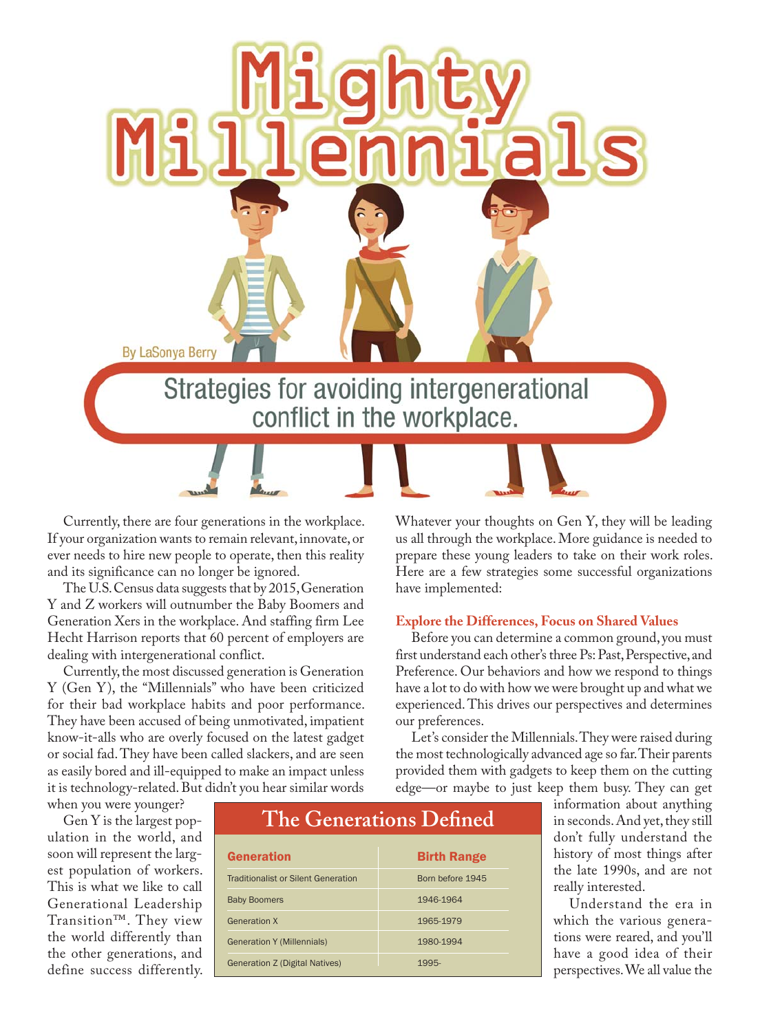# Mighty Millennials

By LaSonya Berry

## Strategies for avoiding intergenerational conflict in the workplace.

Currently, there are four generations in the workplace. If your organization wants to remain relevant, innovate, or ever needs to hire new people to operate, then this reality and its significance can no longer be ignored.

The U.S. Census data suggests that by 2015, Generation Y and Z workers will outnumber the Baby Boomers and Generation Xers in the workplace. And staffing firm Lee Hecht Harrison reports that 60 percent of employers are dealing with intergenerational conflict.

Currently, the most discussed generation is Generation Y (Gen Y), the "Millennials" who have been criticized for their bad workplace habits and poor performance. They have been accused of being unmotivated, impatient know-it-alls who are overly focused on the latest gadget or social fad. They have been called slackers, and are seen as easily bored and ill-equipped to make an impact unless it is technology-related. But didn't you hear similar words when you were younger?

Gen Y is the largest population in the world, and soon will represent the largest population of workers. This is what we like to call Generational Leadership Transition™. They view the world differently than the other generations, and define success differently. Whatever your thoughts on Gen Y, they will be leading us all through the workplace. More guidance is needed to prepare these young leaders to take on their work roles. Here are a few strategies some successful organizations have implemented:

### Explore the Differences, Focus on Shared Values

Before you can determine a common ground, you must first understand each other's three Ps: Past, Perspective, and Preference. Our behaviors and how we respond to things have a lot to do with how we were brought up and what we experienced. This drives our perspectives and determines our preferences.

Let's consider the Millennials. They were raised during the most technologically advanced age so far. Their parents provided them with gadgets to keep them on the cutting edge—or maybe to just keep them busy. They can get information about anything in seconds. And yet, they still don't fully understand the history of most things after the late 1990s, and are not really interested.

Understand the era in which the various generations were reared, and you'll have a good idea of their perspectives. We all value the

### The Generations Defined

| Generation | Birth Range |
|---|---|
| Traditionalist or Silent Generation | Born before 1945 |
| Baby Boomers | 1946-1964 |
| Generation X | 1965-1979 |
| Generation Y (Millennials) | 1980-1994 |
| Generation Z (Digital Natives) | 1995- |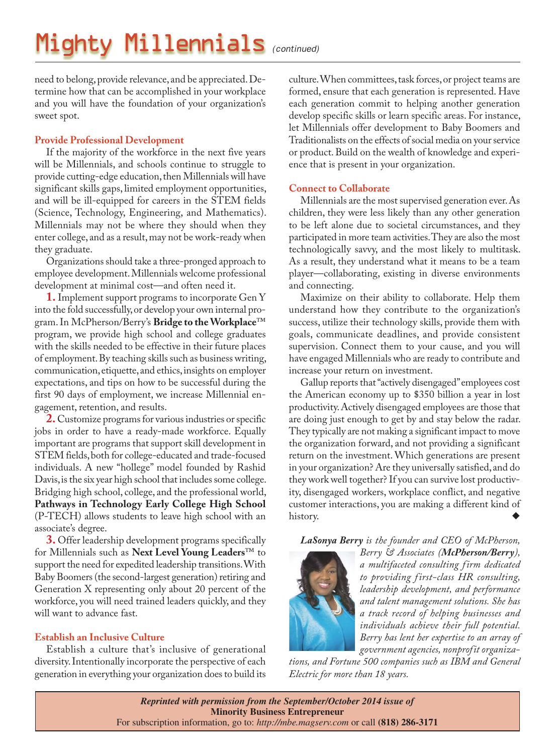// Mighty Millennials (continued)

need to belong, provide relevance, and be appreciated. Determine how that can be accomplished in your workplace and you will have the foundation of your organization's sweet spot.

### Provide Professional Development

If the majority of the workforce in the next five years will be Millennials, and schools continue to struggle to provide cutting-edge education, then Millennials will have significant skills gaps, limited employment opportunities, and will be ill-equipped for careers in the STEM fields (Science, Technology, Engineering, and Mathematics). Millennials may not be where they should when they enter college, and as a result, may not be work-ready when they graduate.

Organizations should take a three-pronged approach to employee development. Millennials welcome professional development at minimal cost—and often need it.

**1.** Implement support programs to incorporate Gen Y into the fold successfully, or develop your own internal program. In McPherson/Berry's **Bridge to the Workplace**™ program, we provide high school and college graduates with the skills needed to be effective in their future places of employment. By teaching skills such as business writing, communication, etiquette, and ethics, insights on employer expectations, and tips on how to be successful during the first 90 days of employment, we increase Millennial engagement, retention, and results.

**2.** Customize programs for various industries or specific jobs in order to have a ready-made workforce. Equally important are programs that support skill development in STEM fields, both for college-educated and trade-focused individuals. A new "hollege" model founded by Rashid Davis, is the six year high school that includes some college. Bridging high school, college, and the professional world, **Pathways in Technology Early College High School** (P-TECH) allows students to leave high school with an associate's degree.

**3.** Offer leadership development programs specifically for Millennials such as **Next Level Young Leaders**™ to support the need for expedited leadership transitions. With Baby Boomers (the second-largest generation) retiring and Generation X representing only about 20 percent of the workforce, you will need trained leaders quickly, and they will want to advance fast.

### Establish an Inclusive Culture

Establish a culture that's inclusive of generational diversity. Intentionally incorporate the perspective of each generation in everything your organization does to build its culture. When committees, task forces, or project teams are formed, ensure that each generation is represented. Have each generation commit to helping another generation develop specific skills or learn specific areas. For instance, let Millennials offer development to Baby Boomers and Traditionalists on the effects of social media on your service or product. Build on the wealth of knowledge and experience that is present in your organization.

### Connect to Collaborate

Millennials are the most supervised generation ever. As children, they were less likely than any other generation to be left alone due to societal circumstances, and they participated in more team activities. They are also the most technologically savvy, and the most likely to multitask. As a result, they understand what it means to be a team player—collaborating, existing in diverse environments and connecting.

Maximize on their ability to collaborate. Help them understand how they contribute to the organization's success, utilize their technology skills, provide them with goals, communicate deadlines, and provide consistent supervision. Connect them to your cause, and you will have engaged Millennials who are ready to contribute and increase your return on investment.

Gallup reports that "actively disengaged" employees cost the American economy up to $350 billion a year in lost productivity. Actively disengaged employees are those that are doing just enough to get by and stay below the radar. They typically are not making a significant impact to move the organization forward, and not providing a significant return on the investment. Which generations are present in your organization? Are they universally satisfied, and do they work well together? If you can survive lost productivity, disengaged workers, workplace conflict, and negative customer interactions, you are making a different kind of history. ◆

***LaSonya Berry** is the founder and CEO of McPherson, Berry & Associates (**McPherson/Berry**), a multifaceted consulting firm dedicated to providing first-class HR consulting, leadership development, and performance and talent management solutions. She has a track record of helping businesses and individuals achieve their full potential. Berry has lent her expertise to an array of government agencies, nonprofit organizations, and Fortune 500 companies such as IBM and General Electric for more than 18 years.*

***Reprinted with permission from the September/October 2014 issue of***
**Minority Business Entrepreneur**
For subscription information, go to: *http://mbe.magserv.com* or call **(818) 286-3171**